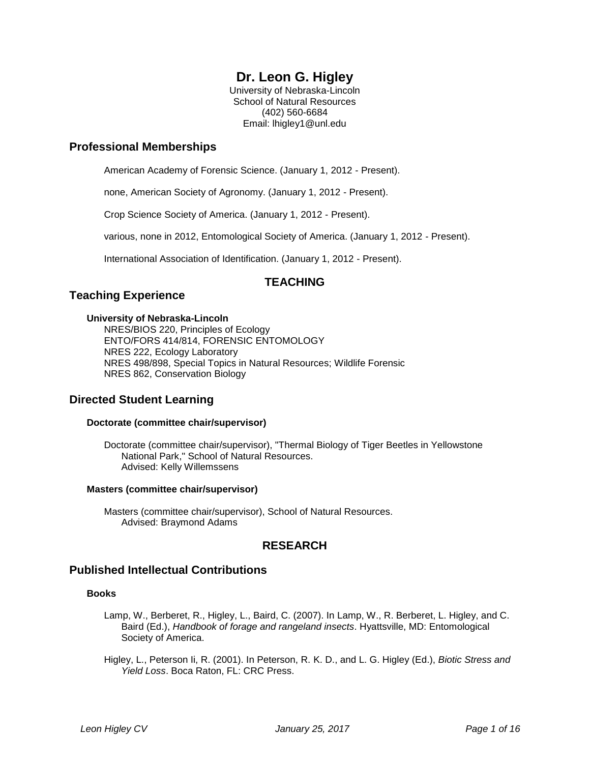# Dr. Leon G. Higley

University of Nebraska-Lincoln
School of Natural Resources
(402) 560-6684
Email: lhigley1@unl.edu

## Professional Memberships

American Academy of Forensic Science. (January 1, 2012 - Present).

none, American Society of Agronomy. (January 1, 2012 - Present).

Crop Science Society of America. (January 1, 2012 - Present).

various, none in 2012, Entomological Society of America. (January 1, 2012 - Present).

International Association of Identification. (January 1, 2012 - Present).

# TEACHING

## Teaching Experience

### University of Nebraska-Lincoln

NRES/BIOS 220, Principles of Ecology
ENTO/FORS 414/814, FORENSIC ENTOMOLOGY
NRES 222, Ecology Laboratory
NRES 498/898, Special Topics in Natural Resources; Wildlife Forensic
NRES 862, Conservation Biology

## Directed Student Learning

### Doctorate (committee chair/supervisor)

Doctorate (committee chair/supervisor), "Thermal Biology of Tiger Beetles in Yellowstone National Park," School of Natural Resources.
Advised: Kelly Willemssens

### Masters (committee chair/supervisor)

Masters (committee chair/supervisor), School of Natural Resources.
Advised: Braymond Adams

# RESEARCH

## Published Intellectual Contributions

### Books

Lamp, W., Berberet, R., Higley, L., Baird, C. (2007). In Lamp, W., R. Berberet, L. Higley, and C. Baird (Ed.), *Handbook of forage and rangeland insects*. Hyattsville, MD: Entomological Society of America.

Higley, L., Peterson Ii, R. (2001). In Peterson, R. K. D., and L. G. Higley (Ed.), *Biotic Stress and Yield Loss*. Boca Raton, FL: CRC Press.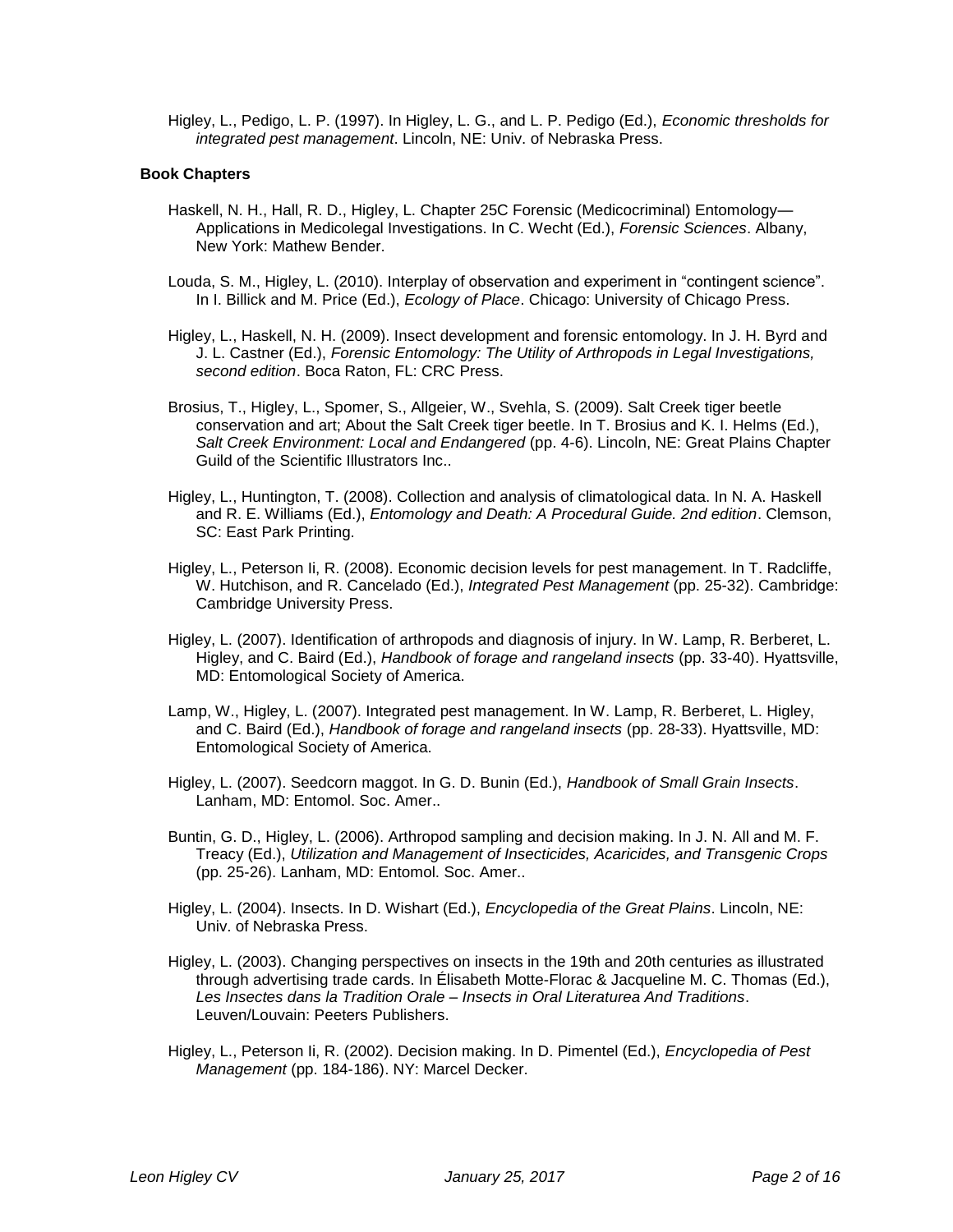Higley, L., Pedigo, L. P. (1997). In Higley, L. G., and L. P. Pedigo (Ed.), *Economic thresholds for integrated pest management*. Lincoln, NE: Univ. of Nebraska Press.

### Book Chapters

Haskell, N. H., Hall, R. D., Higley, L. Chapter 25C Forensic (Medicocriminal) Entomology—Applications in Medicolegal Investigations. In C. Wecht (Ed.), *Forensic Sciences*. Albany, New York: Mathew Bender.

Louda, S. M., Higley, L. (2010). Interplay of observation and experiment in "contingent science". In I. Billick and M. Price (Ed.), *Ecology of Place*. Chicago: University of Chicago Press.

Higley, L., Haskell, N. H. (2009). Insect development and forensic entomology. In J. H. Byrd and J. L. Castner (Ed.), *Forensic Entomology: The Utility of Arthropods in Legal Investigations, second edition*. Boca Raton, FL: CRC Press.

Brosius, T., Higley, L., Spomer, S., Allgeier, W., Svehla, S. (2009). Salt Creek tiger beetle conservation and art; About the Salt Creek tiger beetle. In T. Brosius and K. I. Helms (Ed.), *Salt Creek Environment: Local and Endangered* (pp. 4-6). Lincoln, NE: Great Plains Chapter Guild of the Scientific Illustrators Inc..

Higley, L., Huntington, T. (2008). Collection and analysis of climatological data. In N. A. Haskell and R. E. Williams (Ed.), *Entomology and Death: A Procedural Guide. 2nd edition*. Clemson, SC: East Park Printing.

Higley, L., Peterson Ii, R. (2008). Economic decision levels for pest management. In T. Radcliffe, W. Hutchison, and R. Cancelado (Ed.), *Integrated Pest Management* (pp. 25-32). Cambridge: Cambridge University Press.

Higley, L. (2007). Identification of arthropods and diagnosis of injury. In W. Lamp, R. Berberet, L. Higley, and C. Baird (Ed.), *Handbook of forage and rangeland insects* (pp. 33-40). Hyattsville, MD: Entomological Society of America.

Lamp, W., Higley, L. (2007). Integrated pest management. In W. Lamp, R. Berberet, L. Higley, and C. Baird (Ed.), *Handbook of forage and rangeland insects* (pp. 28-33). Hyattsville, MD: Entomological Society of America.

Higley, L. (2007). Seedcorn maggot. In G. D. Bunin (Ed.), *Handbook of Small Grain Insects*. Lanham, MD: Entomol. Soc. Amer..

Buntin, G. D., Higley, L. (2006). Arthropod sampling and decision making. In J. N. All and M. F. Treacy (Ed.), *Utilization and Management of Insecticides, Acaricides, and Transgenic Crops* (pp. 25-26). Lanham, MD: Entomol. Soc. Amer..

Higley, L. (2004). Insects. In D. Wishart (Ed.), *Encyclopedia of the Great Plains*. Lincoln, NE: Univ. of Nebraska Press.

Higley, L. (2003). Changing perspectives on insects in the 19th and 20th centuries as illustrated through advertising trade cards. In Élisabeth Motte-Florac & Jacqueline M. C. Thomas (Ed.), *Les Insectes dans la Tradition Orale – Insects in Oral Literaturea And Traditions*. Leuven/Louvain: Peeters Publishers.

Higley, L., Peterson Ii, R. (2002). Decision making. In D. Pimentel (Ed.), *Encyclopedia of Pest Management* (pp. 184-186). NY: Marcel Decker.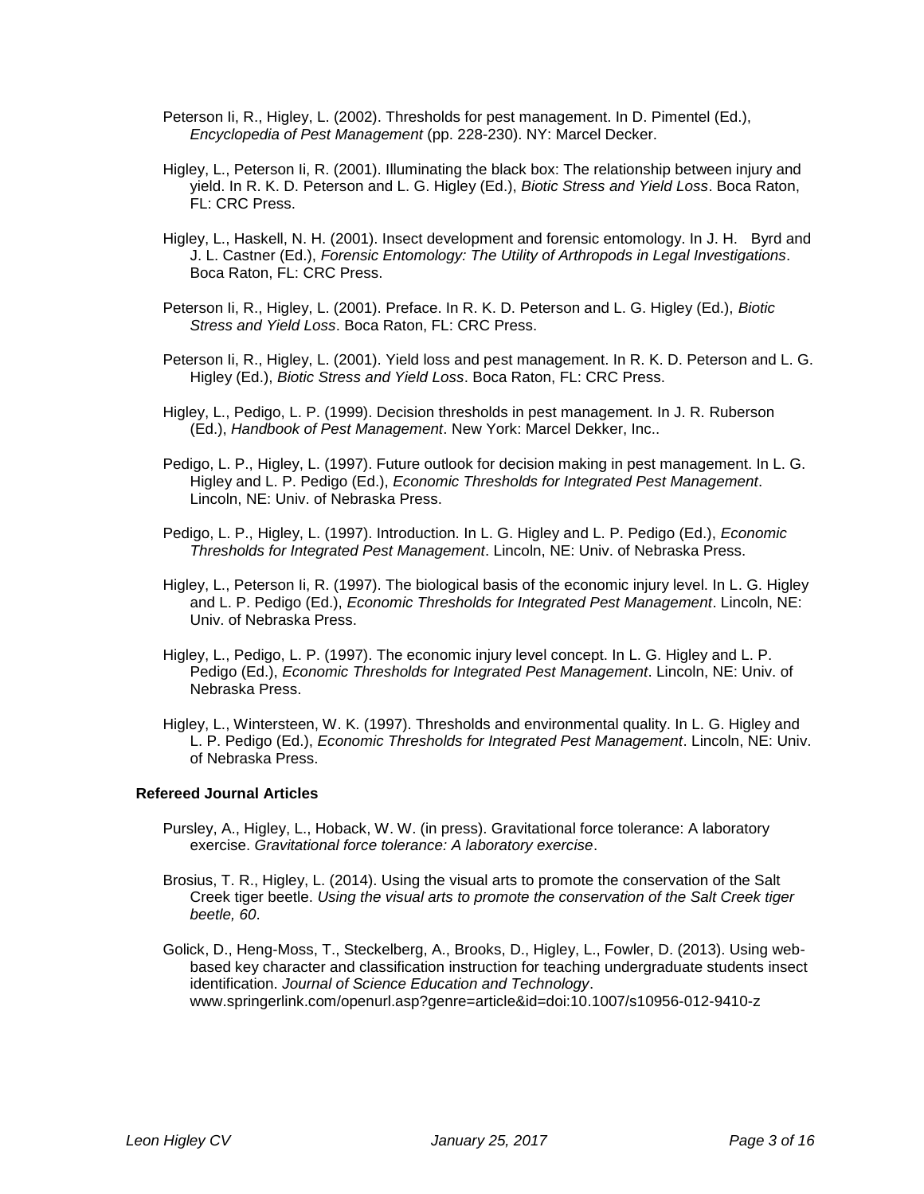Peterson Ii, R., Higley, L. (2002). Thresholds for pest management. In D. Pimentel (Ed.), *Encyclopedia of Pest Management* (pp. 228-230). NY: Marcel Decker.

Higley, L., Peterson Ii, R. (2001). Illuminating the black box: The relationship between injury and yield. In R. K. D. Peterson and L. G. Higley (Ed.), *Biotic Stress and Yield Loss*. Boca Raton, FL: CRC Press.

Higley, L., Haskell, N. H. (2001). Insect development and forensic entomology. In J. H. Byrd and J. L. Castner (Ed.), *Forensic Entomology: The Utility of Arthropods in Legal Investigations*. Boca Raton, FL: CRC Press.

Peterson Ii, R., Higley, L. (2001). Preface. In R. K. D. Peterson and L. G. Higley (Ed.), *Biotic Stress and Yield Loss*. Boca Raton, FL: CRC Press.

Peterson Ii, R., Higley, L. (2001). Yield loss and pest management. In R. K. D. Peterson and L. G. Higley (Ed.), *Biotic Stress and Yield Loss*. Boca Raton, FL: CRC Press.

Higley, L., Pedigo, L. P. (1999). Decision thresholds in pest management. In J. R. Ruberson (Ed.), *Handbook of Pest Management*. New York: Marcel Dekker, Inc..

Pedigo, L. P., Higley, L. (1997). Future outlook for decision making in pest management. In L. G. Higley and L. P. Pedigo (Ed.), *Economic Thresholds for Integrated Pest Management*. Lincoln, NE: Univ. of Nebraska Press.

Pedigo, L. P., Higley, L. (1997). Introduction. In L. G. Higley and L. P. Pedigo (Ed.), *Economic Thresholds for Integrated Pest Management*. Lincoln, NE: Univ. of Nebraska Press.

Higley, L., Peterson Ii, R. (1997). The biological basis of the economic injury level. In L. G. Higley and L. P. Pedigo (Ed.), *Economic Thresholds for Integrated Pest Management*. Lincoln, NE: Univ. of Nebraska Press.

Higley, L., Pedigo, L. P. (1997). The economic injury level concept. In L. G. Higley and L. P. Pedigo (Ed.), *Economic Thresholds for Integrated Pest Management*. Lincoln, NE: Univ. of Nebraska Press.

Higley, L., Wintersteen, W. K. (1997). Thresholds and environmental quality. In L. G. Higley and L. P. Pedigo (Ed.), *Economic Thresholds for Integrated Pest Management*. Lincoln, NE: Univ. of Nebraska Press.

**Refereed Journal Articles**

Pursley, A., Higley, L., Hoback, W. W. (in press). Gravitational force tolerance: A laboratory exercise. *Gravitational force tolerance: A laboratory exercise*.

Brosius, T. R., Higley, L. (2014). Using the visual arts to promote the conservation of the Salt Creek tiger beetle. *Using the visual arts to promote the conservation of the Salt Creek tiger beetle, 60*.

Golick, D., Heng-Moss, T., Steckelberg, A., Brooks, D., Higley, L., Fowler, D. (2013). Using web-based key character and classification instruction for teaching undergraduate students insect identification. *Journal of Science Education and Technology*. www.springerlink.com/openurl.asp?genre=article&id=doi:10.1007/s10956-012-9410-z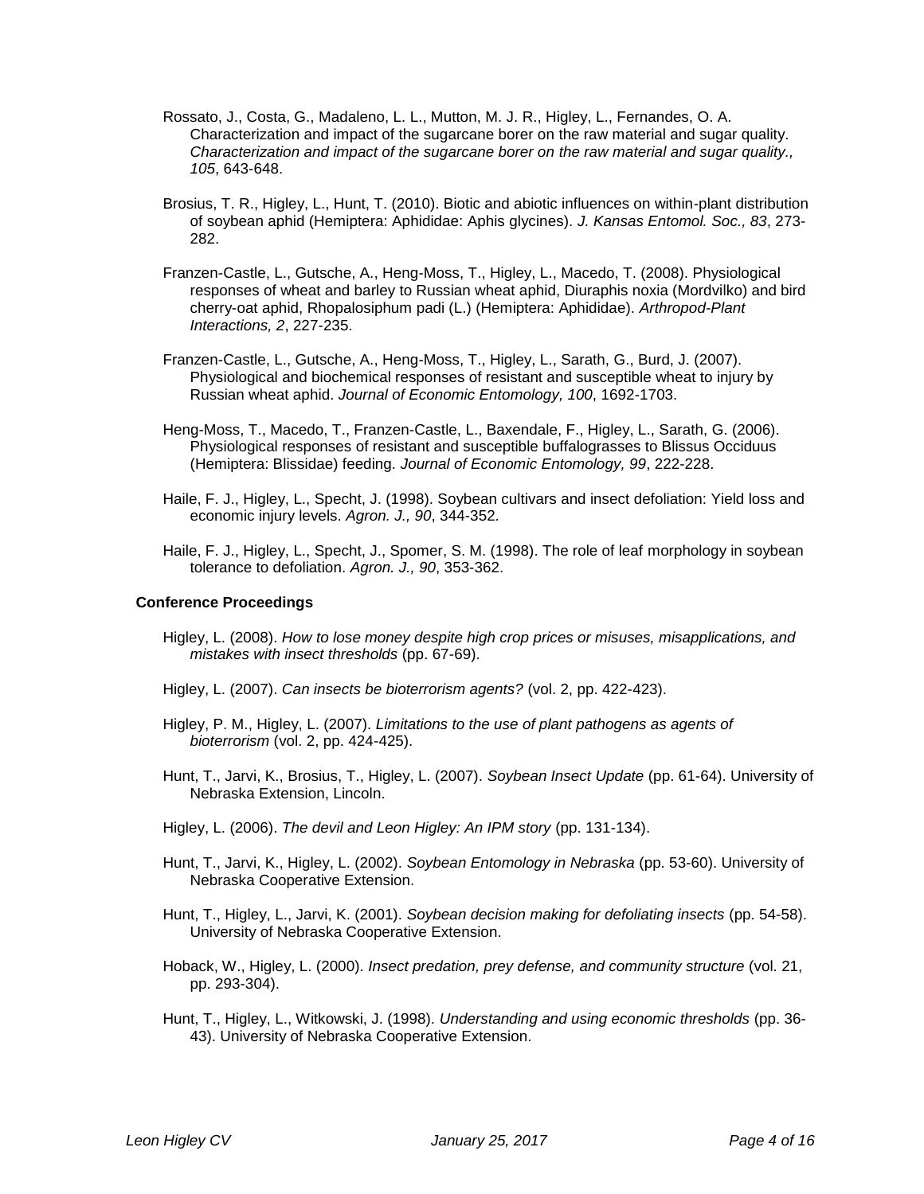Rossato, J., Costa, G., Madaleno, L. L., Mutton, M. J. R., Higley, L., Fernandes, O. A. Characterization and impact of the sugarcane borer on the raw material and sugar quality. *Characterization and impact of the sugarcane borer on the raw material and sugar quality., 105*, 643-648.

Brosius, T. R., Higley, L., Hunt, T. (2010). Biotic and abiotic influences on within-plant distribution of soybean aphid (Hemiptera: Aphididae: Aphis glycines). *J. Kansas Entomol. Soc., 83*, 273-282.

Franzen-Castle, L., Gutsche, A., Heng-Moss, T., Higley, L., Macedo, T. (2008). Physiological responses of wheat and barley to Russian wheat aphid, Diuraphis noxia (Mordvilko) and bird cherry-oat aphid, Rhopalosiphum padi (L.) (Hemiptera: Aphididae). *Arthropod-Plant Interactions, 2*, 227-235.

Franzen-Castle, L., Gutsche, A., Heng-Moss, T., Higley, L., Sarath, G., Burd, J. (2007). Physiological and biochemical responses of resistant and susceptible wheat to injury by Russian wheat aphid. *Journal of Economic Entomology, 100*, 1692-1703.

Heng-Moss, T., Macedo, T., Franzen-Castle, L., Baxendale, F., Higley, L., Sarath, G. (2006). Physiological responses of resistant and susceptible buffalograsses to Blissus Occiduus (Hemiptera: Blissidae) feeding. *Journal of Economic Entomology, 99*, 222-228.

Haile, F. J., Higley, L., Specht, J. (1998). Soybean cultivars and insect defoliation: Yield loss and economic injury levels. *Agron. J., 90*, 344-352.

Haile, F. J., Higley, L., Specht, J., Spomer, S. M. (1998). The role of leaf morphology in soybean tolerance to defoliation. *Agron. J., 90*, 353-362.

### Conference Proceedings

Higley, L. (2008). *How to lose money despite high crop prices or misuses, misapplications, and mistakes with insect thresholds* (pp. 67-69).

Higley, L. (2007). *Can insects be bioterrorism agents?* (vol. 2, pp. 422-423).

Higley, P. M., Higley, L. (2007). *Limitations to the use of plant pathogens as agents of bioterrorism* (vol. 2, pp. 424-425).

Hunt, T., Jarvi, K., Brosius, T., Higley, L. (2007). *Soybean Insect Update* (pp. 61-64). University of Nebraska Extension, Lincoln.

Higley, L. (2006). *The devil and Leon Higley: An IPM story* (pp. 131-134).

Hunt, T., Jarvi, K., Higley, L. (2002). *Soybean Entomology in Nebraska* (pp. 53-60). University of Nebraska Cooperative Extension.

Hunt, T., Higley, L., Jarvi, K. (2001). *Soybean decision making for defoliating insects* (pp. 54-58). University of Nebraska Cooperative Extension.

Hoback, W., Higley, L. (2000). *Insect predation, prey defense, and community structure* (vol. 21, pp. 293-304).

Hunt, T., Higley, L., Witkowski, J. (1998). *Understanding and using economic thresholds* (pp. 36-43). University of Nebraska Cooperative Extension.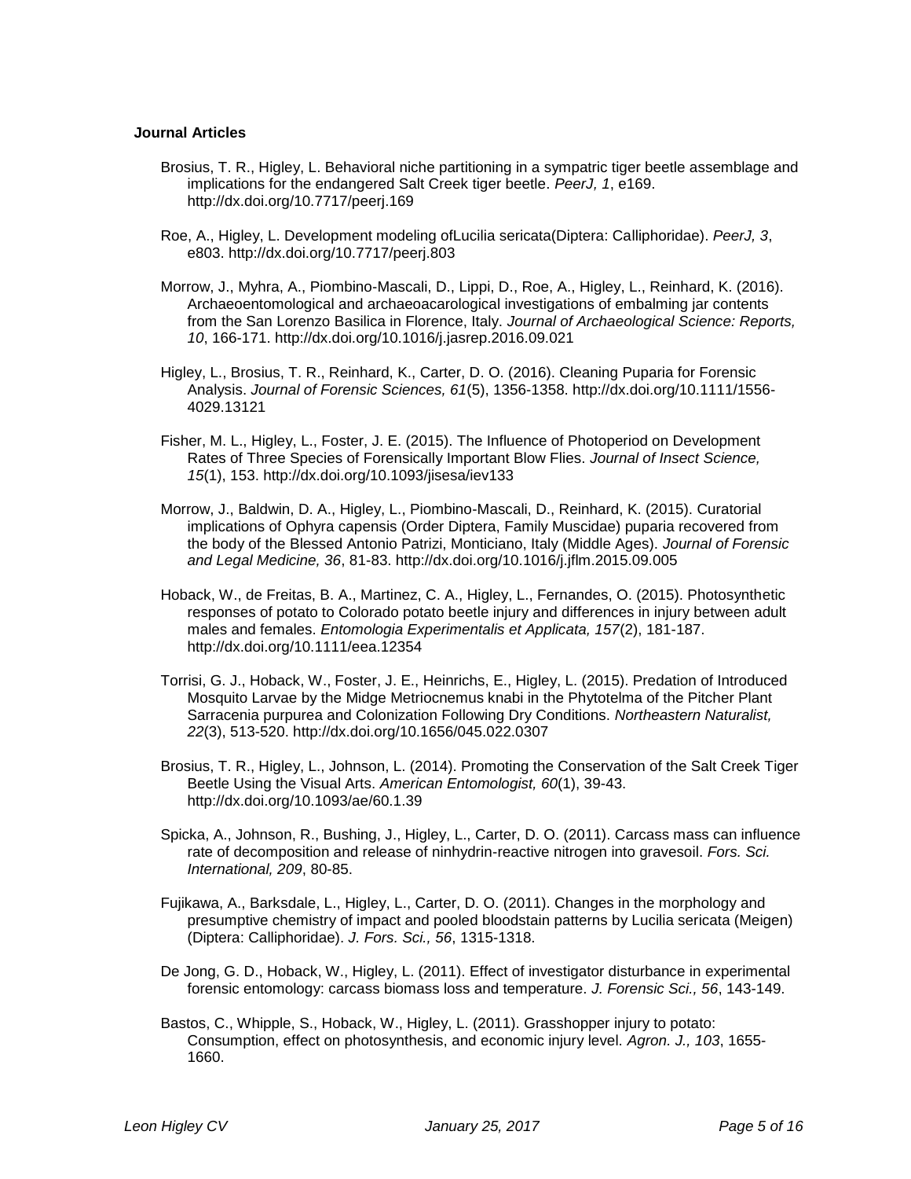**Journal Articles**

Brosius, T. R., Higley, L. Behavioral niche partitioning in a sympatric tiger beetle assemblage and implications for the endangered Salt Creek tiger beetle. *PeerJ, 1*, e169. http://dx.doi.org/10.7717/peerj.169

Roe, A., Higley, L. Development modeling ofLucilia sericata(Diptera: Calliphoridae). *PeerJ, 3*, e803. http://dx.doi.org/10.7717/peerj.803

Morrow, J., Myhra, A., Piombino-Mascali, D., Lippi, D., Roe, A., Higley, L., Reinhard, K. (2016). Archaeoentomological and archaeoacarological investigations of embalming jar contents from the San Lorenzo Basilica in Florence, Italy. *Journal of Archaeological Science: Reports, 10*, 166-171. http://dx.doi.org/10.1016/j.jasrep.2016.09.021

Higley, L., Brosius, T. R., Reinhard, K., Carter, D. O. (2016). Cleaning Puparia for Forensic Analysis. *Journal of Forensic Sciences, 61*(5), 1356-1358. http://dx.doi.org/10.1111/1556-4029.13121

Fisher, M. L., Higley, L., Foster, J. E. (2015). The Influence of Photoperiod on Development Rates of Three Species of Forensically Important Blow Flies. *Journal of Insect Science, 15*(1), 153. http://dx.doi.org/10.1093/jisesa/iev133

Morrow, J., Baldwin, D. A., Higley, L., Piombino-Mascali, D., Reinhard, K. (2015). Curatorial implications of Ophyra capensis (Order Diptera, Family Muscidae) puparia recovered from the body of the Blessed Antonio Patrizi, Monticiano, Italy (Middle Ages). *Journal of Forensic and Legal Medicine, 36*, 81-83. http://dx.doi.org/10.1016/j.jflm.2015.09.005

Hoback, W., de Freitas, B. A., Martinez, C. A., Higley, L., Fernandes, O. (2015). Photosynthetic responses of potato to Colorado potato beetle injury and differences in injury between adult males and females. *Entomologia Experimentalis et Applicata, 157*(2), 181-187. http://dx.doi.org/10.1111/eea.12354

Torrisi, G. J., Hoback, W., Foster, J. E., Heinrichs, E., Higley, L. (2015). Predation of Introduced Mosquito Larvae by the Midge Metriocnemus knabi in the Phytotelma of the Pitcher Plant Sarracenia purpurea and Colonization Following Dry Conditions. *Northeastern Naturalist, 22*(3), 513-520. http://dx.doi.org/10.1656/045.022.0307

Brosius, T. R., Higley, L., Johnson, L. (2014). Promoting the Conservation of the Salt Creek Tiger Beetle Using the Visual Arts. *American Entomologist, 60*(1), 39-43. http://dx.doi.org/10.1093/ae/60.1.39

Spicka, A., Johnson, R., Bushing, J., Higley, L., Carter, D. O. (2011). Carcass mass can influence rate of decomposition and release of ninhydrin-reactive nitrogen into gravesoil. *Fors. Sci. International, 209*, 80-85.

Fujikawa, A., Barksdale, L., Higley, L., Carter, D. O. (2011). Changes in the morphology and presumptive chemistry of impact and pooled bloodstain patterns by Lucilia sericata (Meigen) (Diptera: Calliphoridae). *J. Fors. Sci., 56*, 1315-1318.

De Jong, G. D., Hoback, W., Higley, L. (2011). Effect of investigator disturbance in experimental forensic entomology: carcass biomass loss and temperature. *J. Forensic Sci., 56*, 143-149.

Bastos, C., Whipple, S., Hoback, W., Higley, L. (2011). Grasshopper injury to potato: Consumption, effect on photosynthesis, and economic injury level. *Agron. J., 103*, 1655-1660.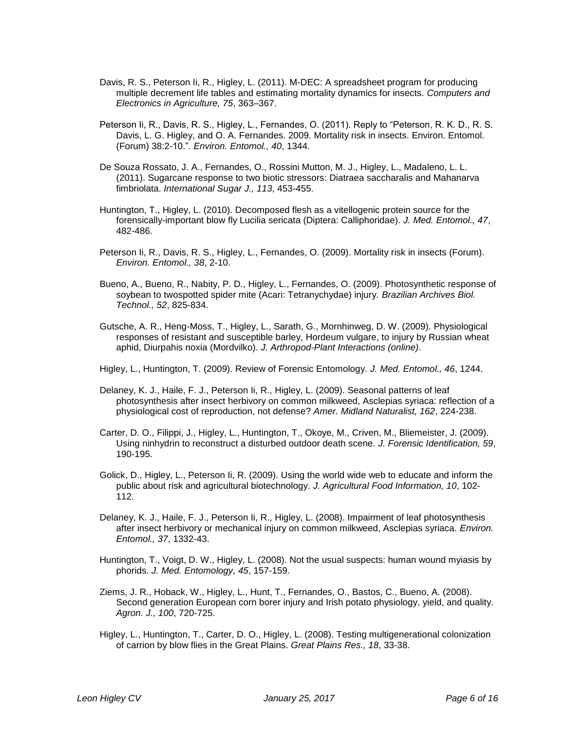Davis, R. S., Peterson Ii, R., Higley, L. (2011). M-DEC: A spreadsheet program for producing multiple decrement life tables and estimating mortality dynamics for insects. *Computers and Electronics in Agriculture, 75*, 363–367.

Peterson Ii, R., Davis, R. S., Higley, L., Fernandes, O. (2011). Reply to "Peterson, R. K. D., R. S. Davis, L. G. Higley, and O. A. Fernandes. 2009. Mortality risk in insects. Environ. Entomol. (Forum) 38:2-10.". *Environ. Entomol., 40*, 1344.

De Souza Rossato, J. A., Fernandes, O., Rossini Mutton, M. J., Higley, L., Madaleno, L. L. (2011). Sugarcane response to two biotic stressors: Diatraea saccharalis and Mahanarva fimbriolata. *International Sugar J., 113*, 453-455.

Huntington, T., Higley, L. (2010). Decomposed flesh as a vitellogenic protein source for the forensically-important blow fly Lucilia sericata (Diptera: Calliphoridae). *J. Med. Entomol., 47*, 482-486.

Peterson Ii, R., Davis, R. S., Higley, L., Fernandes, O. (2009). Mortality risk in insects (Forum). *Environ. Entomol., 38*, 2-10.

Bueno, A., Bueno, R., Nabity, P. D., Higley, L., Fernandes, O. (2009). Photosynthetic response of soybean to twospotted spider mite (Acari: Tetranychydae) injury. *Brazilian Archives Biol. Technol., 52*, 825-834.

Gutsche, A. R., Heng-Moss, T., Higley, L., Sarath, G., Mornhinweg, D. W. (2009). Physiological responses of resistant and susceptible barley, Hordeum vulgare, to injury by Russian wheat aphid, Diurpahis noxia (Mordvilko). *J. Arthropod-Plant Interactions (online)*.

Higley, L., Huntington, T. (2009). Review of Forensic Entomology. *J. Med. Entomol., 46*, 1244.

Delaney, K. J., Haile, F. J., Peterson Ii, R., Higley, L. (2009). Seasonal patterns of leaf photosynthesis after insect herbivory on common milkweed, Asclepias syriaca: reflection of a physiological cost of reproduction, not defense? *Amer. Midland Naturalist, 162*, 224-238.

Carter, D. O., Filippi, J., Higley, L., Huntington, T., Okoye, M., Criven, M., Bliemeister, J. (2009). Using ninhydrin to reconstruct a disturbed outdoor death scene. *J. Forensic Identification, 59*, 190-195.

Golick, D., Higley, L., Peterson Ii, R. (2009). Using the world wide web to educate and inform the public about risk and agricultural biotechnology. *J. Agricultural Food Information, 10*, 102-112.

Delaney, K. J., Haile, F. J., Peterson Ii, R., Higley, L. (2008). Impairment of leaf photosynthesis after insect herbivory or mechanical injury on common milkweed, Asclepias syriaca. *Environ. Entomol., 37*, 1332-43.

Huntington, T., Voigt, D. W., Higley, L. (2008). Not the usual suspects: human wound myiasis by phorids. *J. Med. Entomology, 45*, 157-159.

Ziems, J. R., Hoback, W., Higley, L., Hunt, T., Fernandes, O., Bastos, C., Bueno, A. (2008). Second generation European corn borer injury and Irish potato physiology, yield, and quality. *Agron. J., 100*, 720-725.

Higley, L., Huntington, T., Carter, D. O., Higley, L. (2008). Testing multigenerational colonization of carrion by blow flies in the Great Plains. *Great Plains Res., 18*, 33-38.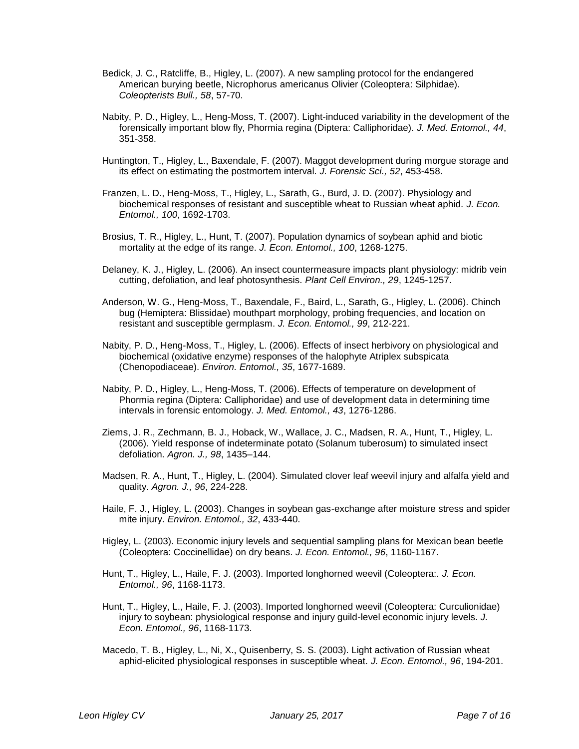Bedick, J. C., Ratcliffe, B., Higley, L. (2007). A new sampling protocol for the endangered American burying beetle, Nicrophorus americanus Olivier (Coleoptera: Silphidae). *Coleopterists Bull., 58*, 57-70.

Nabity, P. D., Higley, L., Heng-Moss, T. (2007). Light-induced variability in the development of the forensically important blow fly, Phormia regina (Diptera: Calliphoridae). *J. Med. Entomol., 44*, 351-358.

Huntington, T., Higley, L., Baxendale, F. (2007). Maggot development during morgue storage and its effect on estimating the postmortem interval. *J. Forensic Sci., 52*, 453-458.

Franzen, L. D., Heng-Moss, T., Higley, L., Sarath, G., Burd, J. D. (2007). Physiology and biochemical responses of resistant and susceptible wheat to Russian wheat aphid. *J. Econ. Entomol., 100*, 1692-1703.

Brosius, T. R., Higley, L., Hunt, T. (2007). Population dynamics of soybean aphid and biotic mortality at the edge of its range. *J. Econ. Entomol., 100*, 1268-1275.

Delaney, K. J., Higley, L. (2006). An insect countermeasure impacts plant physiology: midrib vein cutting, defoliation, and leaf photosynthesis. *Plant Cell Environ., 29*, 1245-1257.

Anderson, W. G., Heng-Moss, T., Baxendale, F., Baird, L., Sarath, G., Higley, L. (2006). Chinch bug (Hemiptera: Blissidae) mouthpart morphology, probing frequencies, and location on resistant and susceptible germplasm. *J. Econ. Entomol., 99*, 212-221.

Nabity, P. D., Heng-Moss, T., Higley, L. (2006). Effects of insect herbivory on physiological and biochemical (oxidative enzyme) responses of the halophyte Atriplex subspicata (Chenopodiaceae). *Environ. Entomol., 35*, 1677-1689.

Nabity, P. D., Higley, L., Heng-Moss, T. (2006). Effects of temperature on development of Phormia regina (Diptera: Calliphoridae) and use of development data in determining time intervals in forensic entomology. *J. Med. Entomol., 43*, 1276-1286.

Ziems, J. R., Zechmann, B. J., Hoback, W., Wallace, J. C., Madsen, R. A., Hunt, T., Higley, L. (2006). Yield response of indeterminate potato (Solanum tuberosum) to simulated insect defoliation. *Agron. J., 98*, 1435–144.

Madsen, R. A., Hunt, T., Higley, L. (2004). Simulated clover leaf weevil injury and alfalfa yield and quality. *Agron. J., 96*, 224-228.

Haile, F. J., Higley, L. (2003). Changes in soybean gas-exchange after moisture stress and spider mite injury. *Environ. Entomol., 32*, 433-440.

Higley, L. (2003). Economic injury levels and sequential sampling plans for Mexican bean beetle (Coleoptera: Coccinellidae) on dry beans. *J. Econ. Entomol., 96*, 1160-1167.

Hunt, T., Higley, L., Haile, F. J. (2003). Imported longhorned weevil (Coleoptera:. *J. Econ. Entomol., 96*, 1168-1173.

Hunt, T., Higley, L., Haile, F. J. (2003). Imported longhorned weevil (Coleoptera: Curculionidae) injury to soybean: physiological response and injury guild-level economic injury levels. *J. Econ. Entomol., 96*, 1168-1173.

Macedo, T. B., Higley, L., Ni, X., Quisenberry, S. S. (2003). Light activation of Russian wheat aphid-elicited physiological responses in susceptible wheat. *J. Econ. Entomol., 96*, 194-201.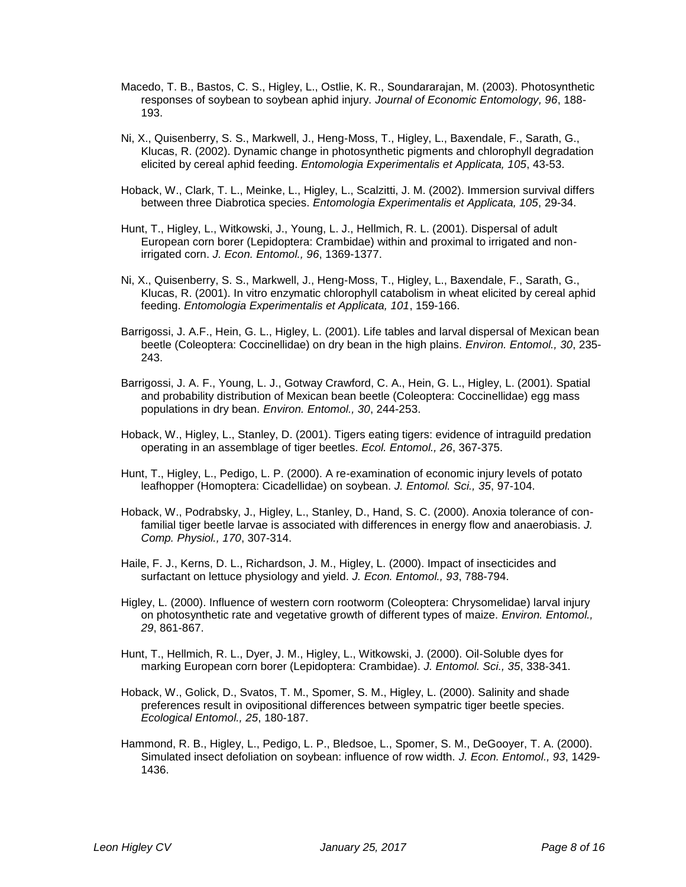Macedo, T. B., Bastos, C. S., Higley, L., Ostlie, K. R., Soundararajan, M. (2003). Photosynthetic responses of soybean to soybean aphid injury. *Journal of Economic Entomology, 96*, 188-193.

Ni, X., Quisenberry, S. S., Markwell, J., Heng-Moss, T., Higley, L., Baxendale, F., Sarath, G., Klucas, R. (2002). Dynamic change in photosynthetic pigments and chlorophyll degradation elicited by cereal aphid feeding. *Entomologia Experimentalis et Applicata, 105*, 43-53.

Hoback, W., Clark, T. L., Meinke, L., Higley, L., Scalzitti, J. M. (2002). Immersion survival differs between three Diabrotica species. *Entomologia Experimentalis et Applicata, 105*, 29-34.

Hunt, T., Higley, L., Witkowski, J., Young, L. J., Hellmich, R. L. (2001). Dispersal of adult European corn borer (Lepidoptera: Crambidae) within and proximal to irrigated and non-irrigated corn. *J. Econ. Entomol., 96*, 1369-1377.

Ni, X., Quisenberry, S. S., Markwell, J., Heng-Moss, T., Higley, L., Baxendale, F., Sarath, G., Klucas, R. (2001). In vitro enzymatic chlorophyll catabolism in wheat elicited by cereal aphid feeding. *Entomologia Experimentalis et Applicata, 101*, 159-166.

Barrigossi, J. A.F., Hein, G. L., Higley, L. (2001). Life tables and larval dispersal of Mexican bean beetle (Coleoptera: Coccinellidae) on dry bean in the high plains. *Environ. Entomol., 30*, 235-243.

Barrigossi, J. A. F., Young, L. J., Gotway Crawford, C. A., Hein, G. L., Higley, L. (2001). Spatial and probability distribution of Mexican bean beetle (Coleoptera: Coccinellidae) egg mass populations in dry bean. *Environ. Entomol., 30*, 244-253.

Hoback, W., Higley, L., Stanley, D. (2001). Tigers eating tigers: evidence of intraguild predation operating in an assemblage of tiger beetles. *Ecol. Entomol., 26*, 367-375.

Hunt, T., Higley, L., Pedigo, L. P. (2000). A re-examination of economic injury levels of potato leafhopper (Homoptera: Cicadellidae) on soybean. *J. Entomol. Sci., 35*, 97-104.

Hoback, W., Podrabsky, J., Higley, L., Stanley, D., Hand, S. C. (2000). Anoxia tolerance of con-familial tiger beetle larvae is associated with differences in energy flow and anaerobiasis. *J. Comp. Physiol., 170*, 307-314.

Haile, F. J., Kerns, D. L., Richardson, J. M., Higley, L. (2000). Impact of insecticides and surfactant on lettuce physiology and yield. *J. Econ. Entomol., 93*, 788-794.

Higley, L. (2000). Influence of western corn rootworm (Coleoptera: Chrysomelidae) larval injury on photosynthetic rate and vegetative growth of different types of maize. *Environ. Entomol., 29*, 861-867.

Hunt, T., Hellmich, R. L., Dyer, J. M., Higley, L., Witkowski, J. (2000). Oil-Soluble dyes for marking European corn borer (Lepidoptera: Crambidae). *J. Entomol. Sci., 35*, 338-341.

Hoback, W., Golick, D., Svatos, T. M., Spomer, S. M., Higley, L. (2000). Salinity and shade preferences result in ovipositional differences between sympatric tiger beetle species. *Ecological Entomol., 25*, 180-187.

Hammond, R. B., Higley, L., Pedigo, L. P., Bledsoe, L., Spomer, S. M., DeGooyer, T. A. (2000). Simulated insect defoliation on soybean: influence of row width. *J. Econ. Entomol., 93*, 1429-1436.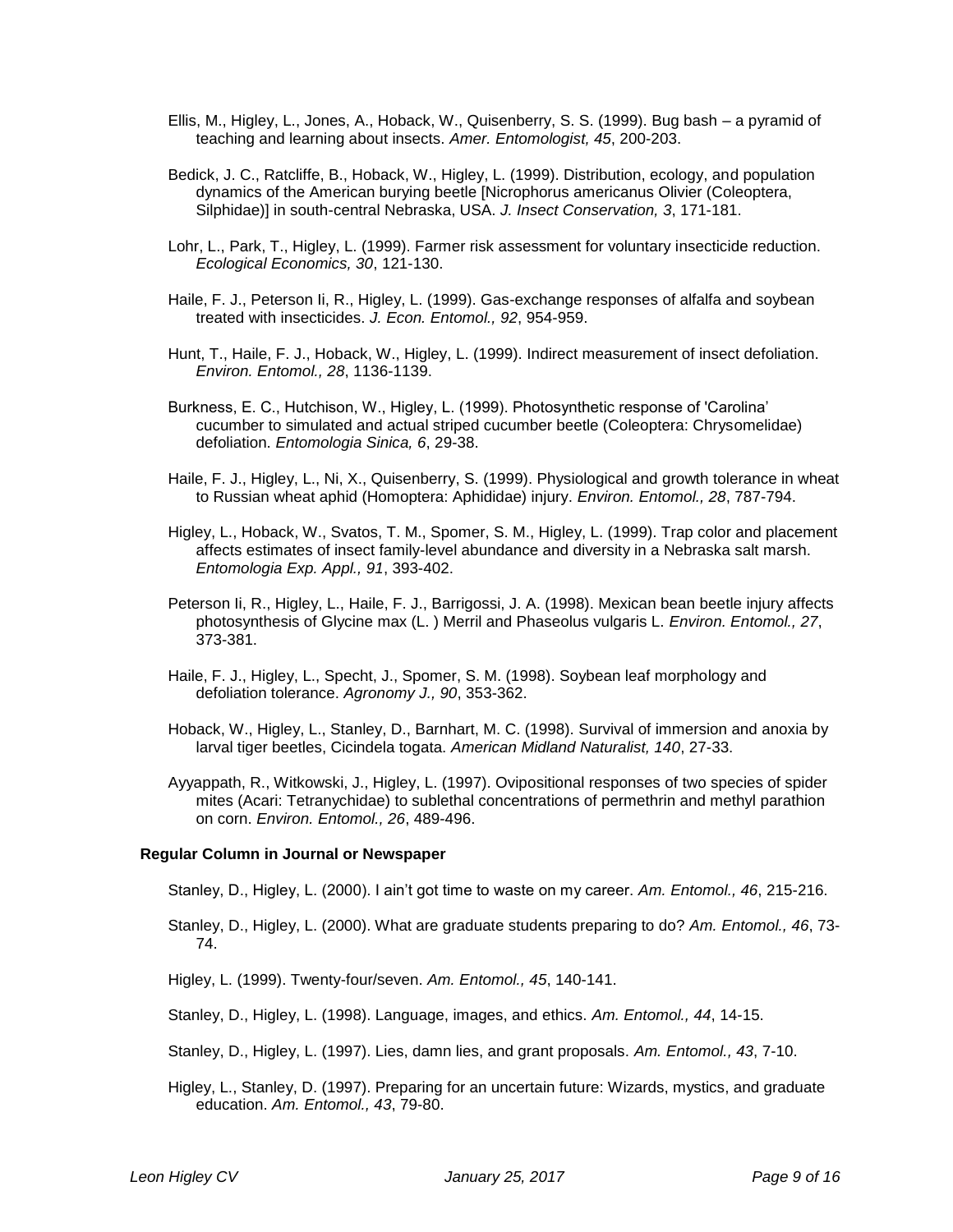Ellis, M., Higley, L., Jones, A., Hoback, W., Quisenberry, S. S. (1999). Bug bash – a pyramid of teaching and learning about insects. *Amer. Entomologist, 45*, 200-203.

Bedick, J. C., Ratcliffe, B., Hoback, W., Higley, L. (1999). Distribution, ecology, and population dynamics of the American burying beetle [Nicrophorus americanus Olivier (Coleoptera, Silphidae)] in south-central Nebraska, USA. *J. Insect Conservation, 3*, 171-181.

Lohr, L., Park, T., Higley, L. (1999). Farmer risk assessment for voluntary insecticide reduction. *Ecological Economics, 30*, 121-130.

Haile, F. J., Peterson Ii, R., Higley, L. (1999). Gas-exchange responses of alfalfa and soybean treated with insecticides. *J. Econ. Entomol., 92*, 954-959.

Hunt, T., Haile, F. J., Hoback, W., Higley, L. (1999). Indirect measurement of insect defoliation. *Environ. Entomol., 28*, 1136-1139.

Burkness, E. C., Hutchison, W., Higley, L. (1999). Photosynthetic response of 'Carolina' cucumber to simulated and actual striped cucumber beetle (Coleoptera: Chrysomelidae) defoliation. *Entomologia Sinica, 6*, 29-38.

Haile, F. J., Higley, L., Ni, X., Quisenberry, S. (1999). Physiological and growth tolerance in wheat to Russian wheat aphid (Homoptera: Aphididae) injury. *Environ. Entomol., 28*, 787-794.

Higley, L., Hoback, W., Svatos, T. M., Spomer, S. M., Higley, L. (1999). Trap color and placement affects estimates of insect family-level abundance and diversity in a Nebraska salt marsh. *Entomologia Exp. Appl., 91*, 393-402.

Peterson Ii, R., Higley, L., Haile, F. J., Barrigossi, J. A. (1998). Mexican bean beetle injury affects photosynthesis of Glycine max (L. ) Merril and Phaseolus vulgaris L. *Environ. Entomol., 27*, 373-381.

Haile, F. J., Higley, L., Specht, J., Spomer, S. M. (1998). Soybean leaf morphology and defoliation tolerance. *Agronomy J., 90*, 353-362.

Hoback, W., Higley, L., Stanley, D., Barnhart, M. C. (1998). Survival of immersion and anoxia by larval tiger beetles, Cicindela togata. *American Midland Naturalist, 140*, 27-33.

Ayyappath, R., Witkowski, J., Higley, L. (1997). Ovipositional responses of two species of spider mites (Acari: Tetranychidae) to sublethal concentrations of permethrin and methyl parathion on corn. *Environ. Entomol., 26*, 489-496.

**Regular Column in Journal or Newspaper**

Stanley, D., Higley, L. (2000). I ain't got time to waste on my career. *Am. Entomol., 46*, 215-216.

Stanley, D., Higley, L. (2000). What are graduate students preparing to do? *Am. Entomol., 46*, 73-74.

Higley, L. (1999). Twenty-four/seven. *Am. Entomol., 45*, 140-141.

Stanley, D., Higley, L. (1998). Language, images, and ethics. *Am. Entomol., 44*, 14-15.

Stanley, D., Higley, L. (1997). Lies, damn lies, and grant proposals. *Am. Entomol., 43*, 7-10.

Higley, L., Stanley, D. (1997). Preparing for an uncertain future: Wizards, mystics, and graduate education. *Am. Entomol., 43*, 79-80.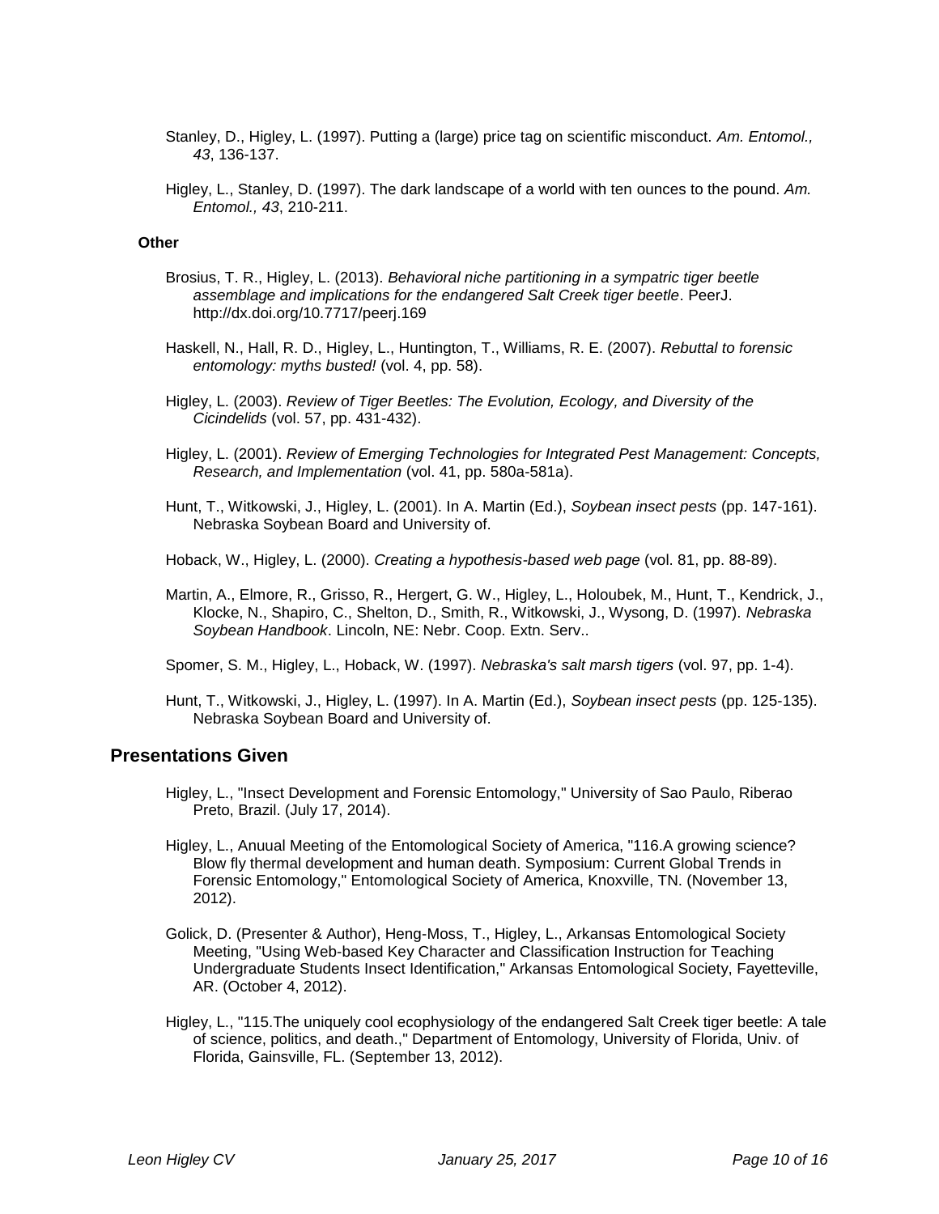Stanley, D., Higley, L. (1997). Putting a (large) price tag on scientific misconduct. *Am. Entomol., 43*, 136-137.

Higley, L., Stanley, D. (1997). The dark landscape of a world with ten ounces to the pound. *Am. Entomol., 43*, 210-211.

**Other**

Brosius, T. R., Higley, L. (2013). *Behavioral niche partitioning in a sympatric tiger beetle assemblage and implications for the endangered Salt Creek tiger beetle*. PeerJ. http://dx.doi.org/10.7717/peerj.169

Haskell, N., Hall, R. D., Higley, L., Huntington, T., Williams, R. E. (2007). *Rebuttal to forensic entomology: myths busted!* (vol. 4, pp. 58).

Higley, L. (2003). *Review of Tiger Beetles: The Evolution, Ecology, and Diversity of the Cicindelids* (vol. 57, pp. 431-432).

Higley, L. (2001). *Review of Emerging Technologies for Integrated Pest Management: Concepts, Research, and Implementation* (vol. 41, pp. 580a-581a).

Hunt, T., Witkowski, J., Higley, L. (2001). In A. Martin (Ed.), *Soybean insect pests* (pp. 147-161). Nebraska Soybean Board and University of.

Hoback, W., Higley, L. (2000). *Creating a hypothesis-based web page* (vol. 81, pp. 88-89).

Martin, A., Elmore, R., Grisso, R., Hergert, G. W., Higley, L., Holoubek, M., Hunt, T., Kendrick, J., Klocke, N., Shapiro, C., Shelton, D., Smith, R., Witkowski, J., Wysong, D. (1997). *Nebraska Soybean Handbook*. Lincoln, NE: Nebr. Coop. Extn. Serv..

Spomer, S. M., Higley, L., Hoback, W. (1997). *Nebraska's salt marsh tigers* (vol. 97, pp. 1-4).

Hunt, T., Witkowski, J., Higley, L. (1997). In A. Martin (Ed.), *Soybean insect pests* (pp. 125-135). Nebraska Soybean Board and University of.

## Presentations Given

Higley, L., "Insect Development and Forensic Entomology," University of Sao Paulo, Riberao Preto, Brazil. (July 17, 2014).

Higley, L., Anuual Meeting of the Entomological Society of America, "116.A growing science? Blow fly thermal development and human death. Symposium: Current Global Trends in Forensic Entomology," Entomological Society of America, Knoxville, TN. (November 13, 2012).

Golick, D. (Presenter & Author), Heng-Moss, T., Higley, L., Arkansas Entomological Society Meeting, "Using Web-based Key Character and Classification Instruction for Teaching Undergraduate Students Insect Identification," Arkansas Entomological Society, Fayetteville, AR. (October 4, 2012).

Higley, L., "115.The uniquely cool ecophysiology of the endangered Salt Creek tiger beetle: A tale of science, politics, and death.," Department of Entomology, University of Florida, Univ. of Florida, Gainsville, FL. (September 13, 2012).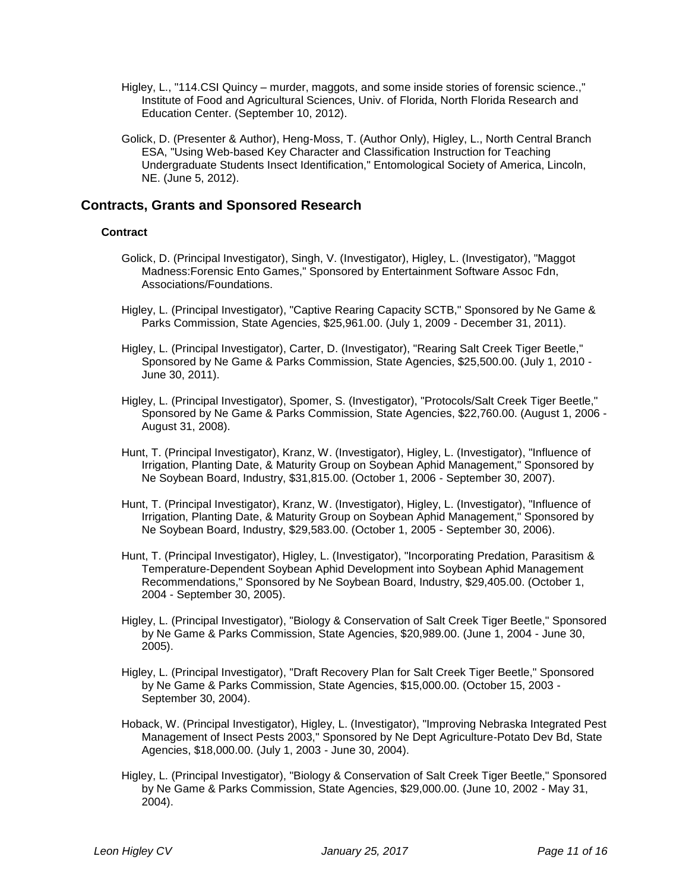Higley, L., "114.CSI Quincy – murder, maggots, and some inside stories of forensic science.," Institute of Food and Agricultural Sciences, Univ. of Florida, North Florida Research and Education Center. (September 10, 2012).

Golick, D. (Presenter & Author), Heng-Moss, T. (Author Only), Higley, L., North Central Branch ESA, "Using Web-based Key Character and Classification Instruction for Teaching Undergraduate Students Insect Identification," Entomological Society of America, Lincoln, NE. (June 5, 2012).

## Contracts, Grants and Sponsored Research

### Contract

Golick, D. (Principal Investigator), Singh, V. (Investigator), Higley, L. (Investigator), "Maggot Madness:Forensic Ento Games," Sponsored by Entertainment Software Assoc Fdn, Associations/Foundations.

Higley, L. (Principal Investigator), "Captive Rearing Capacity SCTB," Sponsored by Ne Game & Parks Commission, State Agencies, $25,961.00. (July 1, 2009 - December 31, 2011).

Higley, L. (Principal Investigator), Carter, D. (Investigator), "Rearing Salt Creek Tiger Beetle," Sponsored by Ne Game & Parks Commission, State Agencies, $25,500.00. (July 1, 2010 - June 30, 2011).

Higley, L. (Principal Investigator), Spomer, S. (Investigator), "Protocols/Salt Creek Tiger Beetle," Sponsored by Ne Game & Parks Commission, State Agencies, $22,760.00. (August 1, 2006 - August 31, 2008).

Hunt, T. (Principal Investigator), Kranz, W. (Investigator), Higley, L. (Investigator), "Influence of Irrigation, Planting Date, & Maturity Group on Soybean Aphid Management," Sponsored by Ne Soybean Board, Industry, $31,815.00. (October 1, 2006 - September 30, 2007).

Hunt, T. (Principal Investigator), Kranz, W. (Investigator), Higley, L. (Investigator), "Influence of Irrigation, Planting Date, & Maturity Group on Soybean Aphid Management," Sponsored by Ne Soybean Board, Industry, $29,583.00. (October 1, 2005 - September 30, 2006).

Hunt, T. (Principal Investigator), Higley, L. (Investigator), "Incorporating Predation, Parasitism & Temperature-Dependent Soybean Aphid Development into Soybean Aphid Management Recommendations," Sponsored by Ne Soybean Board, Industry, $29,405.00. (October 1, 2004 - September 30, 2005).

Higley, L. (Principal Investigator), "Biology & Conservation of Salt Creek Tiger Beetle," Sponsored by Ne Game & Parks Commission, State Agencies, $20,989.00. (June 1, 2004 - June 30, 2005).

Higley, L. (Principal Investigator), "Draft Recovery Plan for Salt Creek Tiger Beetle," Sponsored by Ne Game & Parks Commission, State Agencies, $15,000.00. (October 15, 2003 - September 30, 2004).

Hoback, W. (Principal Investigator), Higley, L. (Investigator), "Improving Nebraska Integrated Pest Management of Insect Pests 2003," Sponsored by Ne Dept Agriculture-Potato Dev Bd, State Agencies, $18,000.00. (July 1, 2003 - June 30, 2004).

Higley, L. (Principal Investigator), "Biology & Conservation of Salt Creek Tiger Beetle," Sponsored by Ne Game & Parks Commission, State Agencies, $29,000.00. (June 10, 2002 - May 31, 2004).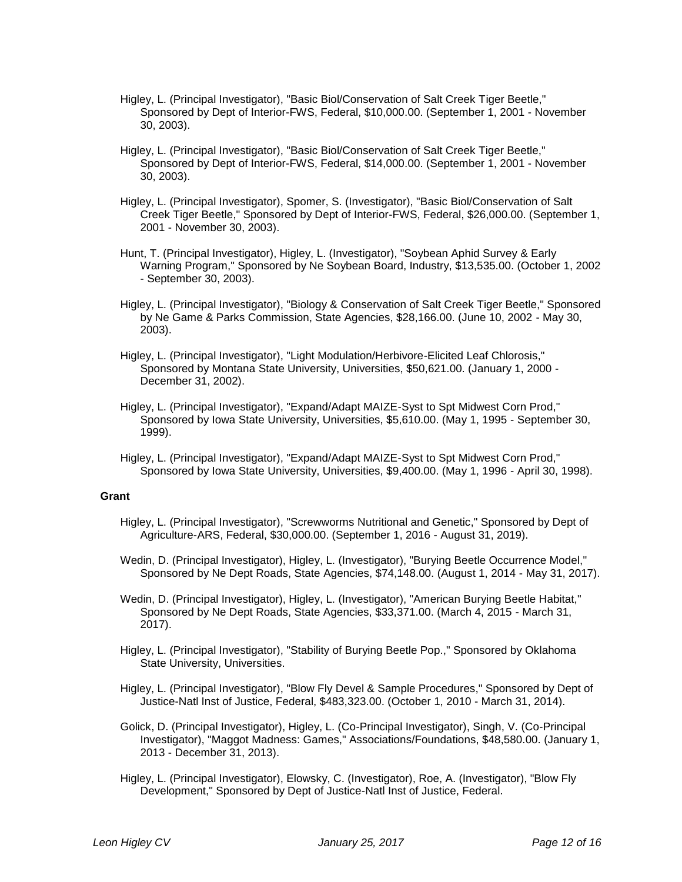Higley, L. (Principal Investigator), "Basic Biol/Conservation of Salt Creek Tiger Beetle," Sponsored by Dept of Interior-FWS, Federal, $10,000.00. (September 1, 2001 - November 30, 2003).

Higley, L. (Principal Investigator), "Basic Biol/Conservation of Salt Creek Tiger Beetle," Sponsored by Dept of Interior-FWS, Federal, $14,000.00. (September 1, 2001 - November 30, 2003).

Higley, L. (Principal Investigator), Spomer, S. (Investigator), "Basic Biol/Conservation of Salt Creek Tiger Beetle," Sponsored by Dept of Interior-FWS, Federal, $26,000.00. (September 1, 2001 - November 30, 2003).

Hunt, T. (Principal Investigator), Higley, L. (Investigator), "Soybean Aphid Survey & Early Warning Program," Sponsored by Ne Soybean Board, Industry, $13,535.00. (October 1, 2002 - September 30, 2003).

Higley, L. (Principal Investigator), "Biology & Conservation of Salt Creek Tiger Beetle," Sponsored by Ne Game & Parks Commission, State Agencies, $28,166.00. (June 10, 2002 - May 30, 2003).

Higley, L. (Principal Investigator), "Light Modulation/Herbivore-Elicited Leaf Chlorosis," Sponsored by Montana State University, Universities, $50,621.00. (January 1, 2000 - December 31, 2002).

Higley, L. (Principal Investigator), "Expand/Adapt MAIZE-Syst to Spt Midwest Corn Prod," Sponsored by Iowa State University, Universities, $5,610.00. (May 1, 1995 - September 30, 1999).

Higley, L. (Principal Investigator), "Expand/Adapt MAIZE-Syst to Spt Midwest Corn Prod," Sponsored by Iowa State University, Universities, $9,400.00. (May 1, 1996 - April 30, 1998).

**Grant**

Higley, L. (Principal Investigator), "Screwworms Nutritional and Genetic," Sponsored by Dept of Agriculture-ARS, Federal, $30,000.00. (September 1, 2016 - August 31, 2019).

Wedin, D. (Principal Investigator), Higley, L. (Investigator), "Burying Beetle Occurrence Model," Sponsored by Ne Dept Roads, State Agencies, $74,148.00. (August 1, 2014 - May 31, 2017).

Wedin, D. (Principal Investigator), Higley, L. (Investigator), "American Burying Beetle Habitat," Sponsored by Ne Dept Roads, State Agencies, $33,371.00. (March 4, 2015 - March 31, 2017).

Higley, L. (Principal Investigator), "Stability of Burying Beetle Pop.," Sponsored by Oklahoma State University, Universities.

Higley, L. (Principal Investigator), "Blow Fly Devel & Sample Procedures," Sponsored by Dept of Justice-Natl Inst of Justice, Federal, $483,323.00. (October 1, 2010 - March 31, 2014).

Golick, D. (Principal Investigator), Higley, L. (Co-Principal Investigator), Singh, V. (Co-Principal Investigator), "Maggot Madness: Games," Associations/Foundations, $48,580.00. (January 1, 2013 - December 31, 2013).

Higley, L. (Principal Investigator), Elowsky, C. (Investigator), Roe, A. (Investigator), "Blow Fly Development," Sponsored by Dept of Justice-Natl Inst of Justice, Federal.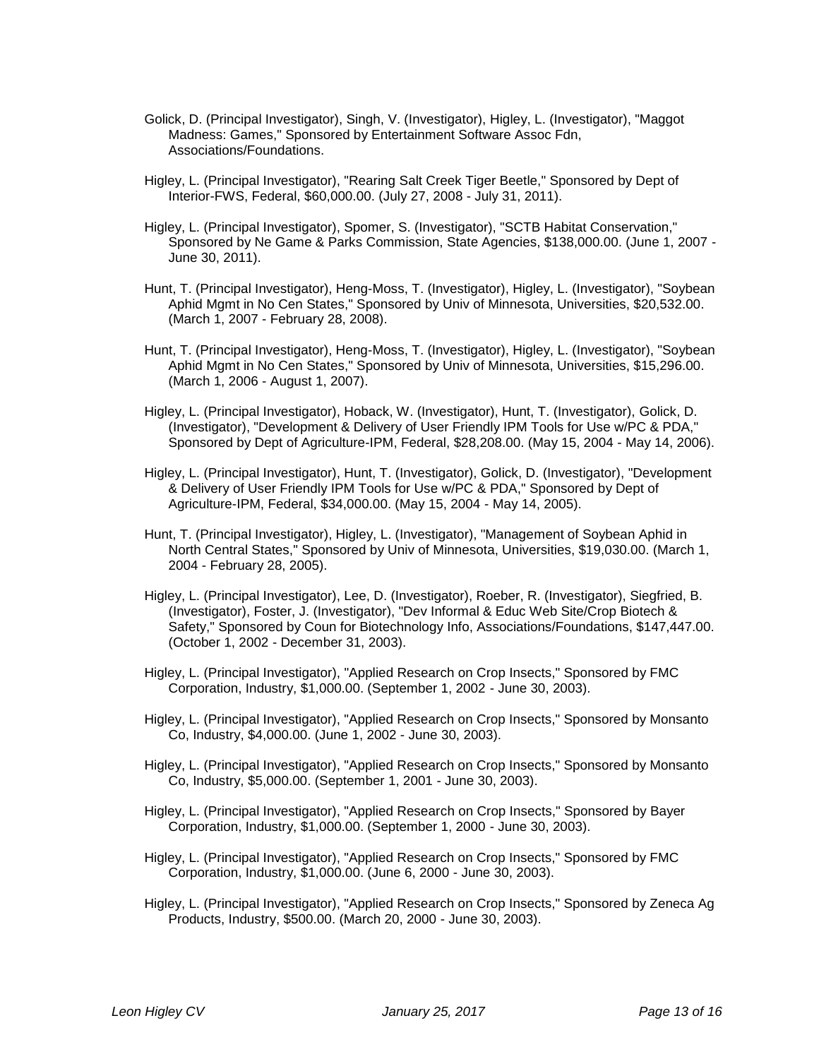Golick, D. (Principal Investigator), Singh, V. (Investigator), Higley, L. (Investigator), "Maggot Madness: Games," Sponsored by Entertainment Software Assoc Fdn, Associations/Foundations.

Higley, L. (Principal Investigator), "Rearing Salt Creek Tiger Beetle," Sponsored by Dept of Interior-FWS, Federal, $60,000.00. (July 27, 2008 - July 31, 2011).

Higley, L. (Principal Investigator), Spomer, S. (Investigator), "SCTB Habitat Conservation," Sponsored by Ne Game & Parks Commission, State Agencies, $138,000.00. (June 1, 2007 - June 30, 2011).

Hunt, T. (Principal Investigator), Heng-Moss, T. (Investigator), Higley, L. (Investigator), "Soybean Aphid Mgmt in No Cen States," Sponsored by Univ of Minnesota, Universities, $20,532.00. (March 1, 2007 - February 28, 2008).

Hunt, T. (Principal Investigator), Heng-Moss, T. (Investigator), Higley, L. (Investigator), "Soybean Aphid Mgmt in No Cen States," Sponsored by Univ of Minnesota, Universities, $15,296.00. (March 1, 2006 - August 1, 2007).

Higley, L. (Principal Investigator), Hoback, W. (Investigator), Hunt, T. (Investigator), Golick, D. (Investigator), "Development & Delivery of User Friendly IPM Tools for Use w/PC & PDA," Sponsored by Dept of Agriculture-IPM, Federal, $28,208.00. (May 15, 2004 - May 14, 2006).

Higley, L. (Principal Investigator), Hunt, T. (Investigator), Golick, D. (Investigator), "Development & Delivery of User Friendly IPM Tools for Use w/PC & PDA," Sponsored by Dept of Agriculture-IPM, Federal, $34,000.00. (May 15, 2004 - May 14, 2005).

Hunt, T. (Principal Investigator), Higley, L. (Investigator), "Management of Soybean Aphid in North Central States," Sponsored by Univ of Minnesota, Universities, $19,030.00. (March 1, 2004 - February 28, 2005).

Higley, L. (Principal Investigator), Lee, D. (Investigator), Roeber, R. (Investigator), Siegfried, B. (Investigator), Foster, J. (Investigator), "Dev Informal & Educ Web Site/Crop Biotech & Safety," Sponsored by Coun for Biotechnology Info, Associations/Foundations, $147,447.00. (October 1, 2002 - December 31, 2003).

Higley, L. (Principal Investigator), "Applied Research on Crop Insects," Sponsored by FMC Corporation, Industry, $1,000.00. (September 1, 2002 - June 30, 2003).

Higley, L. (Principal Investigator), "Applied Research on Crop Insects," Sponsored by Monsanto Co, Industry, $4,000.00. (June 1, 2002 - June 30, 2003).

Higley, L. (Principal Investigator), "Applied Research on Crop Insects," Sponsored by Monsanto Co, Industry, $5,000.00. (September 1, 2001 - June 30, 2003).

Higley, L. (Principal Investigator), "Applied Research on Crop Insects," Sponsored by Bayer Corporation, Industry, $1,000.00. (September 1, 2000 - June 30, 2003).

Higley, L. (Principal Investigator), "Applied Research on Crop Insects," Sponsored by FMC Corporation, Industry, $1,000.00. (June 6, 2000 - June 30, 2003).

Higley, L. (Principal Investigator), "Applied Research on Crop Insects," Sponsored by Zeneca Ag Products, Industry, $500.00. (March 20, 2000 - June 30, 2003).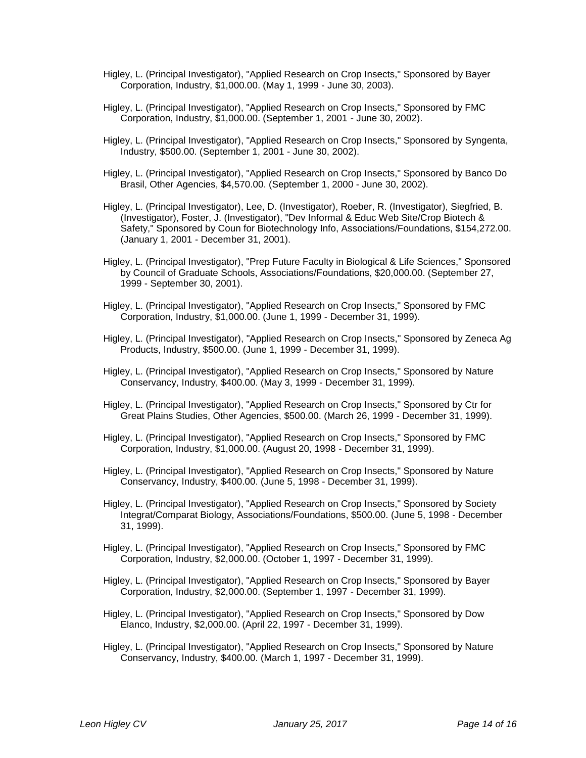Higley, L. (Principal Investigator), "Applied Research on Crop Insects," Sponsored by Bayer Corporation, Industry, $1,000.00. (May 1, 1999 - June 30, 2003).

Higley, L. (Principal Investigator), "Applied Research on Crop Insects," Sponsored by FMC Corporation, Industry, $1,000.00. (September 1, 2001 - June 30, 2002).

Higley, L. (Principal Investigator), "Applied Research on Crop Insects," Sponsored by Syngenta, Industry, $500.00. (September 1, 2001 - June 30, 2002).

Higley, L. (Principal Investigator), "Applied Research on Crop Insects," Sponsored by Banco Do Brasil, Other Agencies, $4,570.00. (September 1, 2000 - June 30, 2002).

Higley, L. (Principal Investigator), Lee, D. (Investigator), Roeber, R. (Investigator), Siegfried, B. (Investigator), Foster, J. (Investigator), "Dev Informal & Educ Web Site/Crop Biotech & Safety," Sponsored by Coun for Biotechnology Info, Associations/Foundations, $154,272.00. (January 1, 2001 - December 31, 2001).

Higley, L. (Principal Investigator), "Prep Future Faculty in Biological & Life Sciences," Sponsored by Council of Graduate Schools, Associations/Foundations, $20,000.00. (September 27, 1999 - September 30, 2001).

Higley, L. (Principal Investigator), "Applied Research on Crop Insects," Sponsored by FMC Corporation, Industry, $1,000.00. (June 1, 1999 - December 31, 1999).

Higley, L. (Principal Investigator), "Applied Research on Crop Insects," Sponsored by Zeneca Ag Products, Industry, $500.00. (June 1, 1999 - December 31, 1999).

Higley, L. (Principal Investigator), "Applied Research on Crop Insects," Sponsored by Nature Conservancy, Industry, $400.00. (May 3, 1999 - December 31, 1999).

Higley, L. (Principal Investigator), "Applied Research on Crop Insects," Sponsored by Ctr for Great Plains Studies, Other Agencies, $500.00. (March 26, 1999 - December 31, 1999).

Higley, L. (Principal Investigator), "Applied Research on Crop Insects," Sponsored by FMC Corporation, Industry, $1,000.00. (August 20, 1998 - December 31, 1999).

Higley, L. (Principal Investigator), "Applied Research on Crop Insects," Sponsored by Nature Conservancy, Industry, $400.00. (June 5, 1998 - December 31, 1999).

Higley, L. (Principal Investigator), "Applied Research on Crop Insects," Sponsored by Society Integrat/Comparat Biology, Associations/Foundations, $500.00. (June 5, 1998 - December 31, 1999).

Higley, L. (Principal Investigator), "Applied Research on Crop Insects," Sponsored by FMC Corporation, Industry, $2,000.00. (October 1, 1997 - December 31, 1999).

Higley, L. (Principal Investigator), "Applied Research on Crop Insects," Sponsored by Bayer Corporation, Industry, $2,000.00. (September 1, 1997 - December 31, 1999).

Higley, L. (Principal Investigator), "Applied Research on Crop Insects," Sponsored by Dow Elanco, Industry, $2,000.00. (April 22, 1997 - December 31, 1999).

Higley, L. (Principal Investigator), "Applied Research on Crop Insects," Sponsored by Nature Conservancy, Industry, $400.00. (March 1, 1997 - December 31, 1999).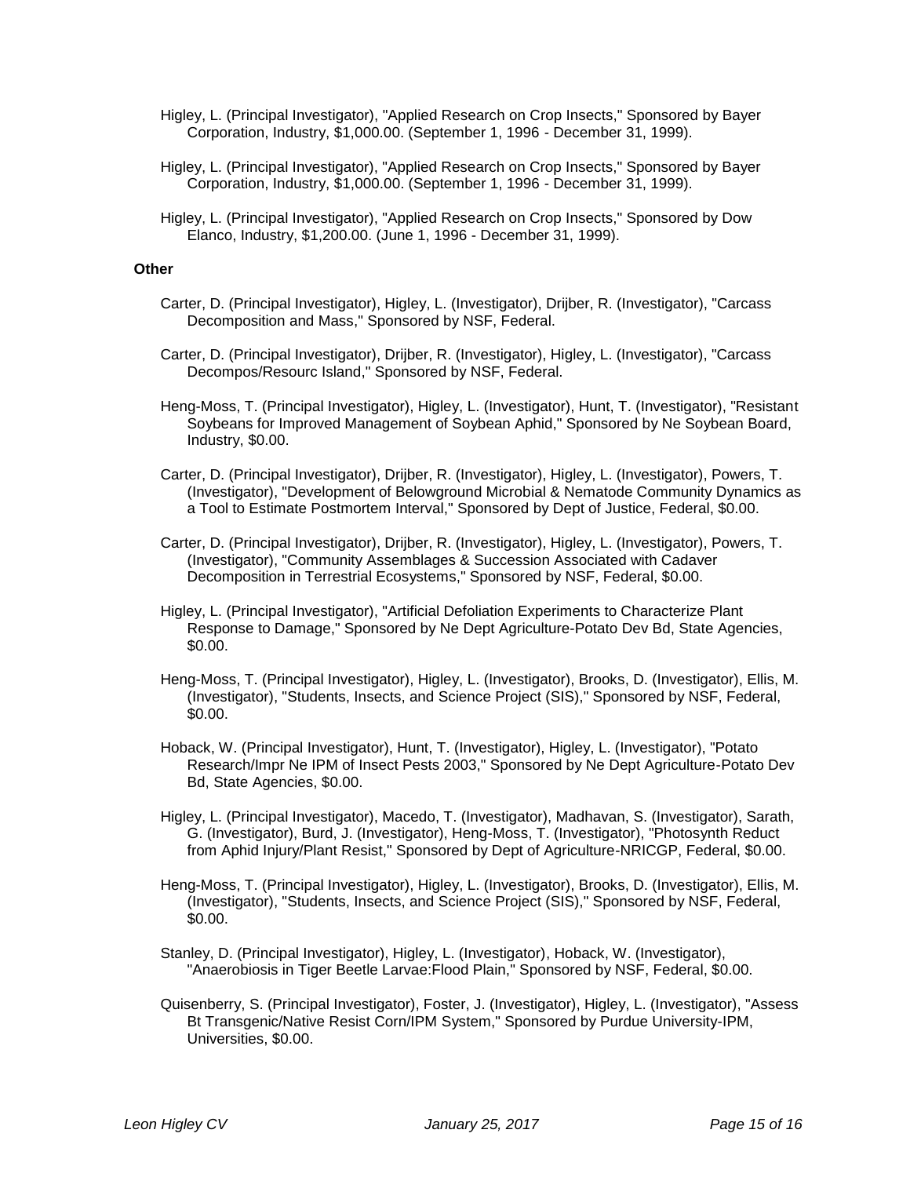Higley, L. (Principal Investigator), "Applied Research on Crop Insects," Sponsored by Bayer Corporation, Industry, $1,000.00. (September 1, 1996 - December 31, 1999).

Higley, L. (Principal Investigator), "Applied Research on Crop Insects," Sponsored by Bayer Corporation, Industry, $1,000.00. (September 1, 1996 - December 31, 1999).

Higley, L. (Principal Investigator), "Applied Research on Crop Insects," Sponsored by Dow Elanco, Industry, $1,200.00. (June 1, 1996 - December 31, 1999).

**Other**

Carter, D. (Principal Investigator), Higley, L. (Investigator), Drijber, R. (Investigator), "Carcass Decomposition and Mass," Sponsored by NSF, Federal.

Carter, D. (Principal Investigator), Drijber, R. (Investigator), Higley, L. (Investigator), "Carcass Decompos/Resourc Island," Sponsored by NSF, Federal.

Heng-Moss, T. (Principal Investigator), Higley, L. (Investigator), Hunt, T. (Investigator), "Resistant Soybeans for Improved Management of Soybean Aphid," Sponsored by Ne Soybean Board, Industry, $0.00.

Carter, D. (Principal Investigator), Drijber, R. (Investigator), Higley, L. (Investigator), Powers, T. (Investigator), "Development of Belowground Microbial & Nematode Community Dynamics as a Tool to Estimate Postmortem Interval," Sponsored by Dept of Justice, Federal, $0.00.

Carter, D. (Principal Investigator), Drijber, R. (Investigator), Higley, L. (Investigator), Powers, T. (Investigator), "Community Assemblages & Succession Associated with Cadaver Decomposition in Terrestrial Ecosystems," Sponsored by NSF, Federal, $0.00.

Higley, L. (Principal Investigator), "Artificial Defoliation Experiments to Characterize Plant Response to Damage," Sponsored by Ne Dept Agriculture-Potato Dev Bd, State Agencies, $0.00.

Heng-Moss, T. (Principal Investigator), Higley, L. (Investigator), Brooks, D. (Investigator), Ellis, M. (Investigator), "Students, Insects, and Science Project (SIS)," Sponsored by NSF, Federal, $0.00.

Hoback, W. (Principal Investigator), Hunt, T. (Investigator), Higley, L. (Investigator), "Potato Research/Impr Ne IPM of Insect Pests 2003," Sponsored by Ne Dept Agriculture-Potato Dev Bd, State Agencies, $0.00.

Higley, L. (Principal Investigator), Macedo, T. (Investigator), Madhavan, S. (Investigator), Sarath, G. (Investigator), Burd, J. (Investigator), Heng-Moss, T. (Investigator), "Photosynth Reduct from Aphid Injury/Plant Resist," Sponsored by Dept of Agriculture-NRICGP, Federal, $0.00.

Heng-Moss, T. (Principal Investigator), Higley, L. (Investigator), Brooks, D. (Investigator), Ellis, M. (Investigator), "Students, Insects, and Science Project (SIS)," Sponsored by NSF, Federal, $0.00.

Stanley, D. (Principal Investigator), Higley, L. (Investigator), Hoback, W. (Investigator), "Anaerobiosis in Tiger Beetle Larvae:Flood Plain," Sponsored by NSF, Federal, $0.00.

Quisenberry, S. (Principal Investigator), Foster, J. (Investigator), Higley, L. (Investigator), "Assess Bt Transgenic/Native Resist Corn/IPM System," Sponsored by Purdue University-IPM, Universities, $0.00.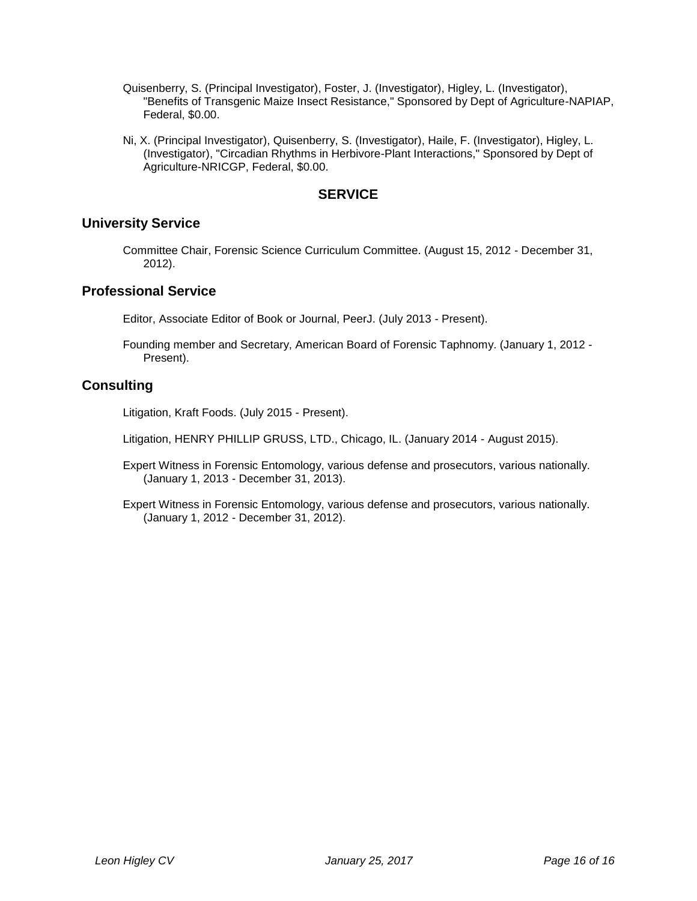Quisenberry, S. (Principal Investigator), Foster, J. (Investigator), Higley, L. (Investigator), "Benefits of Transgenic Maize Insect Resistance," Sponsored by Dept of Agriculture-NAPIAP, Federal, $0.00.

Ni, X. (Principal Investigator), Quisenberry, S. (Investigator), Haile, F. (Investigator), Higley, L. (Investigator), "Circadian Rhythms in Herbivore-Plant Interactions," Sponsored by Dept of Agriculture-NRICGP, Federal, $0.00.

# SERVICE

## University Service

Committee Chair, Forensic Science Curriculum Committee. (August 15, 2012 - December 31, 2012).

## Professional Service

Editor, Associate Editor of Book or Journal, PeerJ. (July 2013 - Present).

Founding member and Secretary, American Board of Forensic Taphnomy. (January 1, 2012 - Present).

## Consulting

Litigation, Kraft Foods. (July 2015 - Present).

Litigation, HENRY PHILLIP GRUSS, LTD., Chicago, IL. (January 2014 - August 2015).

Expert Witness in Forensic Entomology, various defense and prosecutors, various nationally. (January 1, 2013 - December 31, 2013).

Expert Witness in Forensic Entomology, various defense and prosecutors, various nationally. (January 1, 2012 - December 31, 2012).